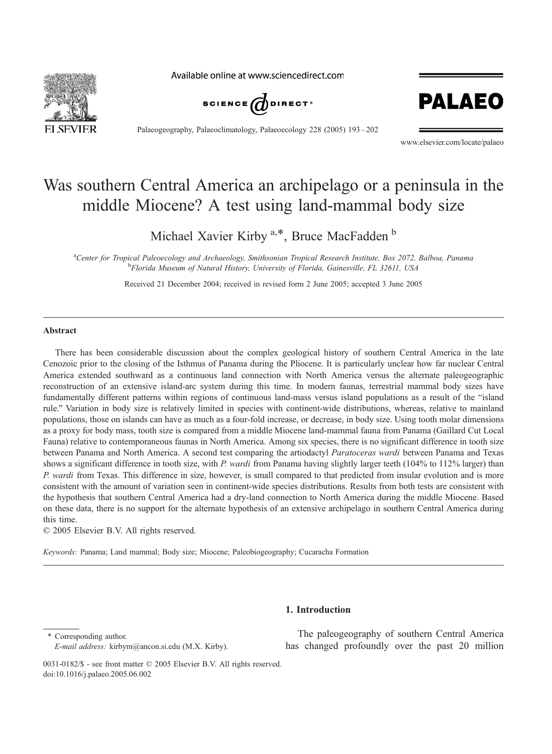# Was southern Central America an archipelago or a peninsula in the middle Miocene? A test using land-mammal body size

Michael Xavier Kirby [a,*], Bruce MacFadden [b]

[a]Center for Tropical Paleoecology and Archaeology, Smithsonian Tropical Research Institute, Box 2072, Balboa, Panama
[b]Florida Museum of Natural History, University of Florida, Gainesville, FL 32611, USA

Received 21 December 2004; received in revised form 2 June 2005; accepted 3 June 2005

## Abstract

There has been considerable discussion about the complex geological history of southern Central America in the late Cenozoic prior to the closing of the Isthmus of Panama during the Pliocene. It is particularly unclear how far nuclear Central America extended southward as a continuous land connection with North America versus the alternate paleogeographic reconstruction of an extensive island-arc system during this time. In modern faunas, terrestrial mammal body sizes have fundamentally different patterns within regions of continuous land-mass versus island populations as a result of the "island rule." Variation in body size is relatively limited in species with continent-wide distributions, whereas, relative to mainland populations, those on islands can have as much as a four-fold increase, or decrease, in body size. Using tooth molar dimensions as a proxy for body mass, tooth size is compared from a middle Miocene land-mammal fauna from Panama (Gaillard Cut Local Fauna) relative to contemporaneous faunas in North America. Among six species, there is no significant difference in tooth size between Panama and North America. A second test comparing the artiodactyl *Paratoceras wardi* between Panama and Texas shows a significant difference in tooth size, with *P. wardi* from Panama having slightly larger teeth (104% to 112% larger) than *P. wardi* from Texas. This difference in size, however, is small compared to that predicted from insular evolution and is more consistent with the amount of variation seen in continent-wide species distributions. Results from both tests are consistent with the hypothesis that southern Central America had a dry-land connection to North America during the middle Miocene. Based on these data, there is no support for the alternate hypothesis of an extensive archipelago in southern Central America during this time.

© 2005 Elsevier B.V. All rights reserved.

*Keywords:* Panama; Land mammal; Body size; Miocene; Paleobiogeography; Cucaracha Formation

## 1. Introduction

The paleogeography of southern Central America has changed profoundly over the past 20 million

* Corresponding author.
*E-mail address:* kirbym@ancon.si.edu (M.X. Kirby).

0031-0182/$ - see front matter © 2005 Elsevier B.V. All rights reserved.
doi:10.1016/j.palaeo.2005.06.002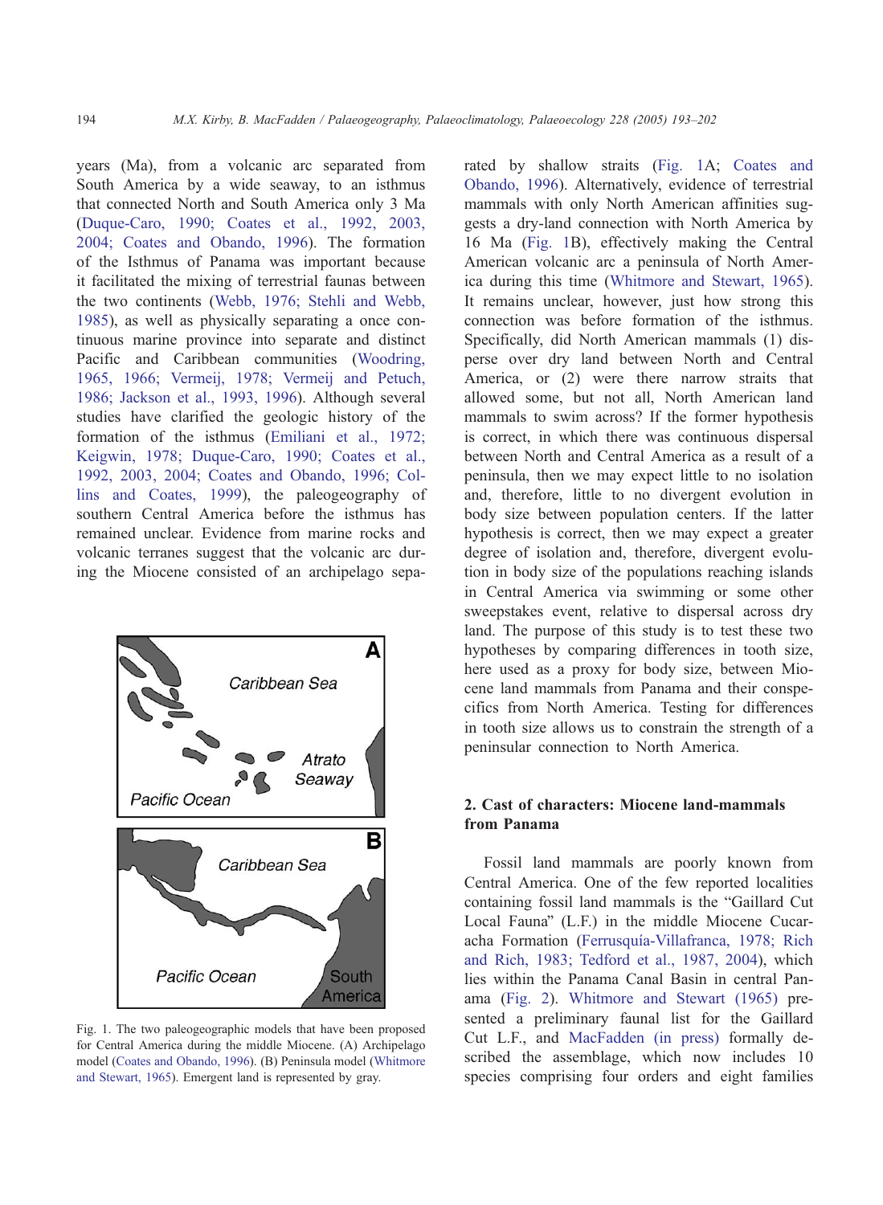years (Ma), from a volcanic arc separated from South America by a wide seaway, to an isthmus that connected North and South America only 3 Ma (Duque-Caro, 1990; Coates et al., 1992, 2003, 2004; Coates and Obando, 1996). The formation of the Isthmus of Panama was important because it facilitated the mixing of terrestrial faunas between the two continents (Webb, 1976; Stehli and Webb, 1985), as well as physically separating a once continuous marine province into separate and distinct Pacific and Caribbean communities (Woodring, 1965, 1966; Vermeij, 1978; Vermeij and Petuch, 1986; Jackson et al., 1993, 1996). Although several studies have clarified the geologic history of the formation of the isthmus (Emiliani et al., 1972; Keigwin, 1978; Duque-Caro, 1990; Coates et al., 1992, 2003, 2004; Coates and Obando, 1996; Collins and Coates, 1999), the paleogeography of southern Central America before the isthmus has remained unclear. Evidence from marine rocks and volcanic terranes suggest that the volcanic arc during the Miocene consisted of an archipelago separated by shallow straits (Fig. 1A; Coates and Obando, 1996). Alternatively, evidence of terrestrial mammals with only North American affinities suggests a dry-land connection with North America by 16 Ma (Fig. 1B), effectively making the Central American volcanic arc a peninsula of North America during this time (Whitmore and Stewart, 1965). It remains unclear, however, just how strong this connection was before formation of the isthmus. Specifically, did North American mammals (1) disperse over dry land between North and Central America, or (2) were there narrow straits that allowed some, but not all, North American land mammals to swim across? If the former hypothesis is correct, in which there was continuous dispersal between North and Central America as a result of a peninsula, then we may expect little to no isolation and, therefore, little to no divergent evolution in body size between population centers. If the latter hypothesis is correct, then we may expect a greater degree of isolation and, therefore, divergent evolution in body size of the populations reaching islands in Central America via swimming or some other sweepstakes event, relative to dispersal across dry land. The purpose of this study is to test these two hypotheses by comparing differences in tooth size, here used as a proxy for body size, between Miocene land mammals from Panama and their conspecifics from North America. Testing for differences in tooth size allows us to constrain the strength of a peninsular connection to North America.

A

Caribbean Sea

Atrato Seaway

Pacific Ocean

B

Caribbean Sea

Pacific Ocean

South America

Fig. 1. The two paleogeographic models that have been proposed for Central America during the middle Miocene. (A) Archipelago model (Coates and Obando, 1996). (B) Peninsula model (Whitmore and Stewart, 1965). Emergent land is represented by gray.

## 2. Cast of characters: Miocene land-mammals from Panama

Fossil land mammals are poorly known from Central America. One of the few reported localities containing fossil land mammals is the "Gaillard Cut Local Fauna" (L.F.) in the middle Miocene Cucaracha Formation (Ferrusquía-Villafranca, 1978; Rich and Rich, 1983; Tedford et al., 1987, 2004), which lies within the Panama Canal Basin in central Panama (Fig. 2). Whitmore and Stewart (1965) presented a preliminary faunal list for the Gaillard Cut L.F., and MacFadden (in press) formally described the assemblage, which now includes 10 species comprising four orders and eight families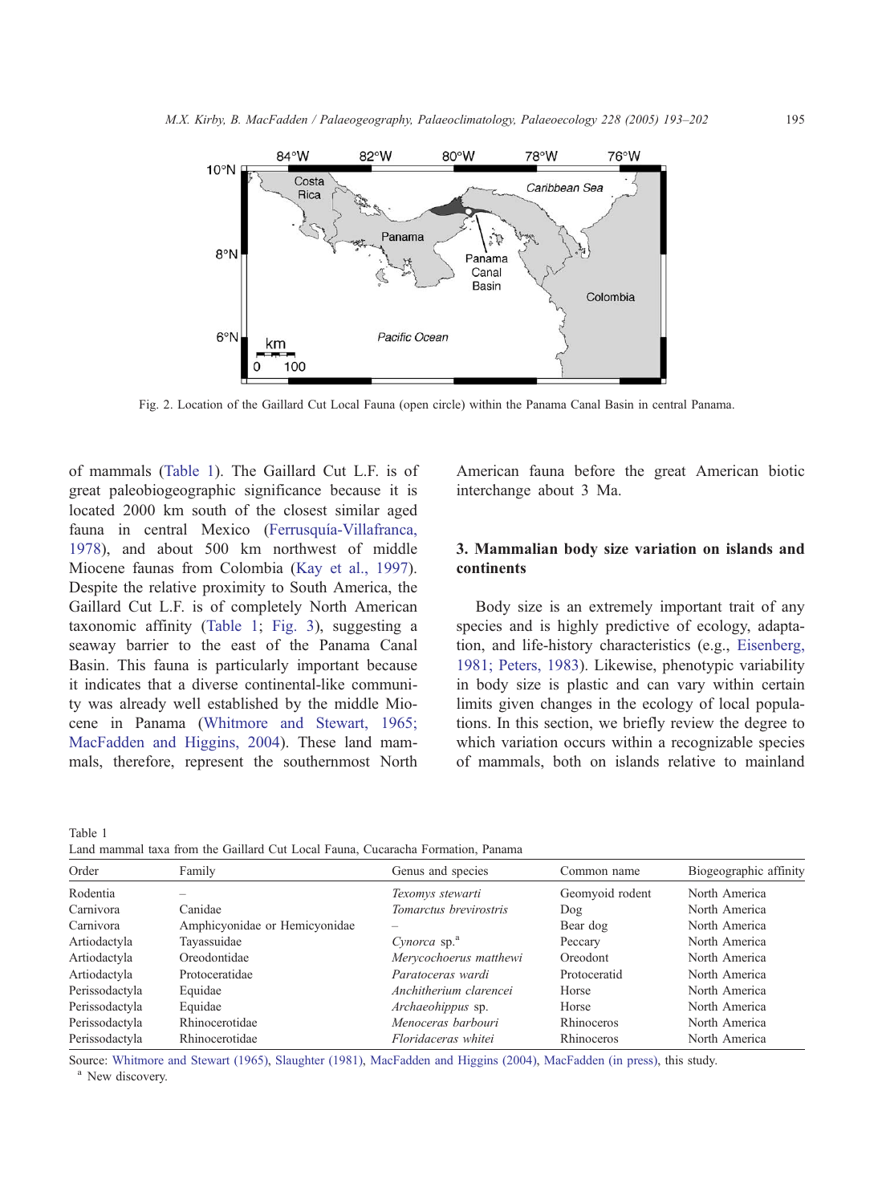84°W 82°W 80°W 78°W 76°W

10°N

8°N

6°N

Costa Rica

Caribbean Sea

Panama

Panama Canal Basin

Colombia

Pacific Ocean

km

0 100

Fig. 2. Location of the Gaillard Cut Local Fauna (open circle) within the Panama Canal Basin in central Panama.

of mammals (Table 1). The Gaillard Cut L.F. is of great paleobiogeographic significance because it is located 2000 km south of the closest similar aged fauna in central Mexico (Ferrusquía-Villafranca, 1978), and about 500 km northwest of middle Miocene faunas from Colombia (Kay et al., 1997). Despite the relative proximity to South America, the Gaillard Cut L.F. is of completely North American taxonomic affinity (Table 1; Fig. 3), suggesting a seaway barrier to the east of the Panama Canal Basin. This fauna is particularly important because it indicates that a diverse continental-like community was already well established by the middle Miocene in Panama (Whitmore and Stewart, 1965; MacFadden and Higgins, 2004). These land mammals, therefore, represent the southernmost North American fauna before the great American biotic interchange about 3 Ma.

## 3. Mammalian body size variation on islands and continents

Body size is an extremely important trait of any species and is highly predictive of ecology, adaptation, and life-history characteristics (e.g., Eisenberg, 1981; Peters, 1983). Likewise, phenotypic variability in body size is plastic and can vary within certain limits given changes in the ecology of local populations. In this section, we briefly review the degree to which variation occurs within a recognizable species of mammals, both on islands relative to mainland

Table 1
Land mammal taxa from the Gaillard Cut Local Fauna, Cucaracha Formation, Panama

| Order | Family | Genus and species | Common name | Biogeographic affinity |
|---|---|---|---|---|
| Rodentia | – | *Texomys stewarti* | Geomyoid rodent | North America |
| Carnivora | Canidae | *Tomarctus brevirostris* | Dog | North America |
| Carnivora | Amphicyonidae or Hemicyonidae | – | Bear dog | North America |
| Artiodactyla | Tayassuidae | *Cynorca* sp.[a] | Peccary | North America |
| Artiodactyla | Oreodontidae | *Merycochoerus matthewi* | Oreodont | North America |
| Artiodactyla | Protoceratidae | *Paratoceras wardi* | Protoceratid | North America |
| Perissodactyla | Equidae | *Anchitherium clarencei* | Horse | North America |
| Perissodactyla | Equidae | *Archaeohippus* sp. | Horse | North America |
| Perissodactyla | Rhinocerotidae | *Menoceras barbouri* | Rhinoceros | North America |
| Perissodactyla | Rhinocerotidae | *Floridaceras whitei* | Rhinoceros | North America |

Source: Whitmore and Stewart (1965), Slaughter (1981), MacFadden and Higgins (2004), MacFadden (in press), this study.
[a] New discovery.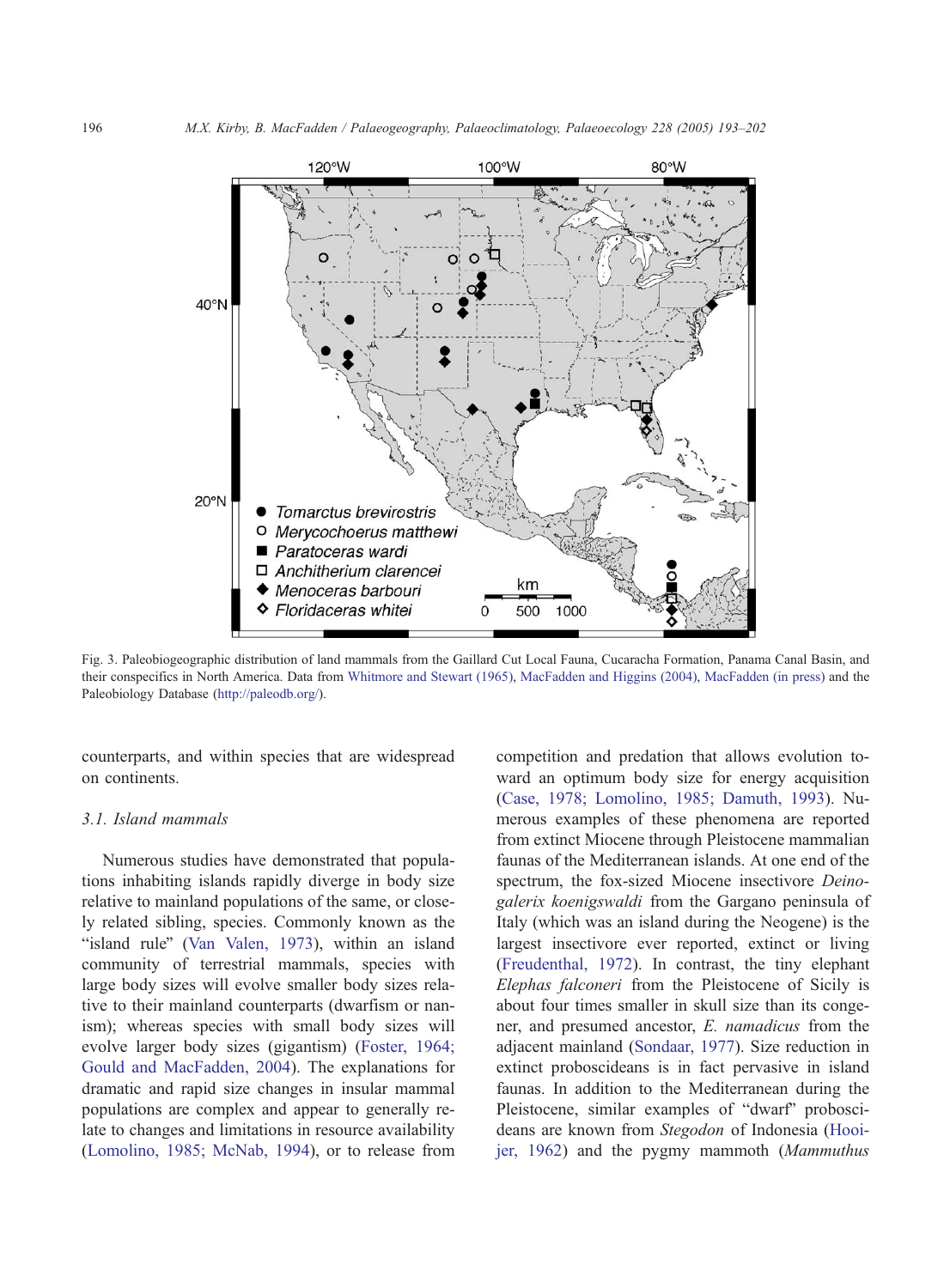120°W

100°W

80°W

40°N

20°N

Tomarctus brevirostris

Merycochoerus matthewi

Paratoceras wardi

Anchitherium clarencei

Menoceras barbouri

Floridaceras whitei

km

0 500 1000

Fig. 3. Paleobiogeographic distribution of land mammals from the Gaillard Cut Local Fauna, Cucaracha Formation, Panama Canal Basin, and their conspecifics in North America. Data from Whitmore and Stewart (1965), MacFadden and Higgins (2004), MacFadden (in press) and the Paleobiology Database (http://paleodb.org/).

counterparts, and within species that are widespread on continents.

### 3.1. Island mammals

Numerous studies have demonstrated that populations inhabiting islands rapidly diverge in body size relative to mainland populations of the same, or closely related sibling, species. Commonly known as the "island rule" (Van Valen, 1973), within an island community of terrestrial mammals, species with large body sizes will evolve smaller body sizes relative to their mainland counterparts (dwarfism or nanism); whereas species with small body sizes will evolve larger body sizes (gigantism) (Foster, 1964; Gould and MacFadden, 2004). The explanations for dramatic and rapid size changes in insular mammal populations are complex and appear to generally relate to changes and limitations in resource availability (Lomolino, 1985; McNab, 1994), or to release from competition and predation that allows evolution toward an optimum body size for energy acquisition (Case, 1978; Lomolino, 1985; Damuth, 1993). Numerous examples of these phenomena are reported from extinct Miocene through Pleistocene mammalian faunas of the Mediterranean islands. At one end of the spectrum, the fox-sized Miocene insectivore *Deinogalerix koenigswaldi* from the Gargano peninsula of Italy (which was an island during the Neogene) is the largest insectivore ever reported, extinct or living (Freudenthal, 1972). In contrast, the tiny elephant *Elephas falconeri* from the Pleistocene of Sicily is about four times smaller in skull size than its congener, and presumed ancestor, *E. namadicus* from the adjacent mainland (Sondaar, 1977). Size reduction in extinct proboscideans is in fact pervasive in island faunas. In addition to the Mediterranean during the Pleistocene, similar examples of "dwarf" proboscideans are known from *Stegodon* of Indonesia (Hooijer, 1962) and the pygmy mammoth (*Mammuthus*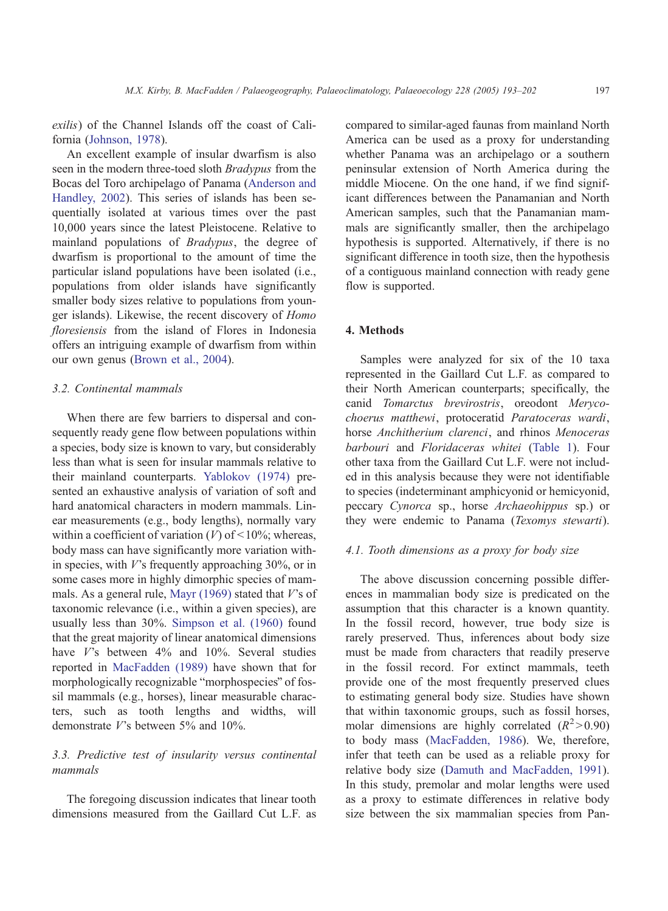*exilis*) of the Channel Islands off the coast of California (Johnson, 1978).

An excellent example of insular dwarfism is also seen in the modern three-toed sloth *Bradypus* from the Bocas del Toro archipelago of Panama (Anderson and Handley, 2002). This series of islands has been sequentially isolated at various times over the past 10,000 years since the latest Pleistocene. Relative to mainland populations of *Bradypus*, the degree of dwarfism is proportional to the amount of time the particular island populations have been isolated (i.e., populations from older islands have significantly smaller body sizes relative to populations from younger islands). Likewise, the recent discovery of *Homo floresiensis* from the island of Flores in Indonesia offers an intriguing example of dwarfism from within our own genus (Brown et al., 2004).

### 3.2. Continental mammals

When there are few barriers to dispersal and consequently ready gene flow between populations within a species, body size is known to vary, but considerably less than what is seen for insular mammals relative to their mainland counterparts. Yablokov (1974) presented an exhaustive analysis of variation of soft and hard anatomical characters in modern mammals. Linear measurements (e.g., body lengths), normally vary within a coefficient of variation ($V$) of <10%; whereas, body mass can have significantly more variation within species, with $V$'s frequently approaching 30%, or in some cases more in highly dimorphic species of mammals. As a general rule, Mayr (1969) stated that $V$'s of taxonomic relevance (i.e., within a given species), are usually less than 30%. Simpson et al. (1960) found that the great majority of linear anatomical dimensions have $V$'s between 4% and 10%. Several studies reported in MacFadden (1989) have shown that for morphologically recognizable "morphospecies" of fossil mammals (e.g., horses), linear measurable characters, such as tooth lengths and widths, will demonstrate $V$'s between 5% and 10%.

### 3.3. Predictive test of insularity versus continental mammals

The foregoing discussion indicates that linear tooth dimensions measured from the Gaillard Cut L.F. as compared to similar-aged faunas from mainland North America can be used as a proxy for understanding whether Panama was an archipelago or a southern peninsular extension of North America during the middle Miocene. On the one hand, if we find significant differences between the Panamanian and North American samples, such that the Panamanian mammals are significantly smaller, then the archipelago hypothesis is supported. Alternatively, if there is no significant difference in tooth size, then the hypothesis of a contiguous mainland connection with ready gene flow is supported.

## 4. Methods

Samples were analyzed for six of the 10 taxa represented in the Gaillard Cut L.F. as compared to their North American counterparts; specifically, the canid *Tomarctus brevirostris*, oreodont *Merycochoerus matthewi*, protoceratid *Paratoceras wardi*, horse *Anchitherium clarenci*, and rhinos *Menoceras barbouri* and *Floridaceras whitei* (Table 1). Four other taxa from the Gaillard Cut L.F. were not included in this analysis because they were not identifiable to species (indeterminant amphicyonid or hemicyonid, peccary *Cynorca* sp., horse *Archaeohippus* sp.) or they were endemic to Panama (*Texomys stewarti*).

### 4.1. Tooth dimensions as a proxy for body size

The above discussion concerning possible differences in mammalian body size is predicated on the assumption that this character is a known quantity. In the fossil record, however, true body size is rarely preserved. Thus, inferences about body size must be made from characters that readily preserve in the fossil record. For extinct mammals, teeth provide one of the most frequently preserved clues to estimating general body size. Studies have shown that within taxonomic groups, such as fossil horses, molar dimensions are highly correlated ($R^2 > 0.90$) to body mass (MacFadden, 1986). We, therefore, infer that teeth can be used as a reliable proxy for relative body size (Damuth and MacFadden, 1991). In this study, premolar and molar lengths were used as a proxy to estimate differences in relative body size between the six mammalian species from Pan-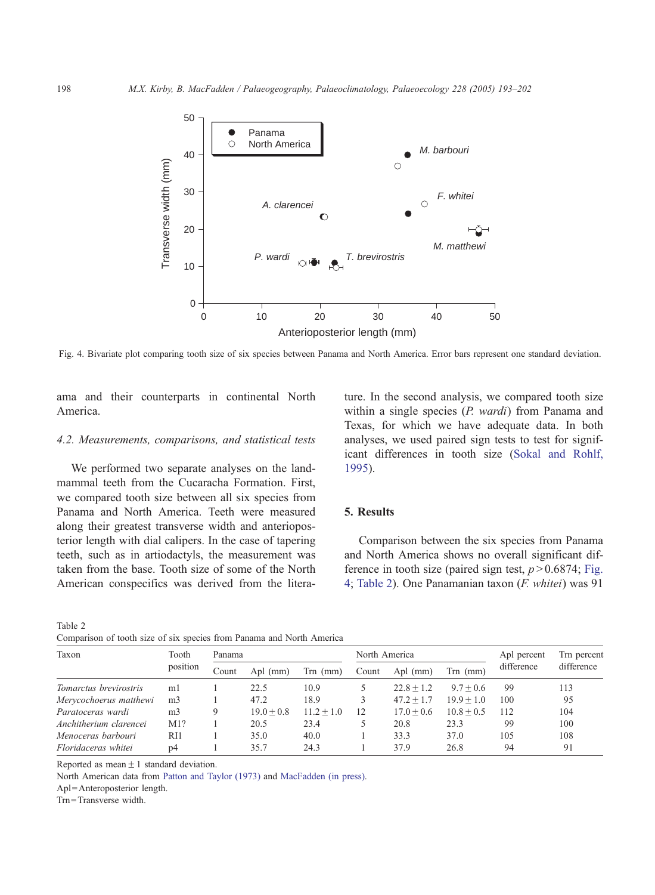50

40

30

20

10

0

Transverse width (mm)

0 10 20 30 40 50

Anterioposterior length (mm)

Panama

North America

M. barbouri

F. whitei

A. clarencei

M. matthewi

P. wardi

T. brevirostris

Fig. 4. Bivariate plot comparing tooth size of six species between Panama and North America. Error bars represent one standard deviation.

ama and their counterparts in continental North America.

### 4.2. Measurements, comparisons, and statistical tests

We performed two separate analyses on the land-mammal teeth from the Cucaracha Formation. First, we compared tooth size between all six species from Panama and North America. Teeth were measured along their greatest transverse width and anterioposterior length with dial calipers. In the case of tapering teeth, such as in artiodactyls, the measurement was taken from the base. Tooth size of some of the North American conspecifics was derived from the literature. In the second analysis, we compared tooth size within a single species (*P. wardi*) from Panama and Texas, for which we have adequate data. In both analyses, we used paired sign tests to test for significant differences in tooth size (Sokal and Rohlf, 1995).

## 5. Results

Comparison between the six species from Panama and North America shows no overall significant difference in tooth size (paired sign test, $p > 0.6874$; Fig. 4; Table 2). One Panamanian taxon (*F. whitei*) was 91

Table 2
Comparison of tooth size of six species from Panama and North America

| Taxon | Tooth position | Panama | | | North America | | | Apl percent difference | Trn percent difference |
|---|---|---|---|---|---|---|---|---|---|
| | | Count | Apl (mm) | Trn (mm) | Count | Apl (mm) | Trn (mm) | | |
| *Tomarctus brevirostris* | m1 | 1 | 22.5 | 10.9 | 5 | $22.8 \pm 1.2$ | $9.7 \pm 0.6$ | 99 | 113 |
| *Merycochoerus matthewi* | m3 | 1 | 47.2 | 18.9 | 3 | $47.2 \pm 1.7$ | $19.9 \pm 1.0$ | 100 | 95 |
| *Paratoceras wardi* | m3 | 9 | $19.0 \pm 0.8$ | $11.2 \pm 1.0$ | 12 | $17.0 \pm 0.6$ | $10.8 \pm 0.5$ | 112 | 104 |
| *Anchitherium clarencei* | M1? | 1 | 20.5 | 23.4 | 5 | 20.8 | 23.3 | 99 | 100 |
| *Menoceras barbouri* | RI1 | 1 | 35.0 | 40.0 | 1 | 33.3 | 37.0 | 105 | 108 |
| *Floridaceras whitei* | p4 | 1 | 35.7 | 24.3 | 1 | 37.9 | 26.8 | 94 | 91 |

Reported as mean ± 1 standard deviation.
North American data from Patton and Taylor (1973) and MacFadden (in press).
Apl = Anteroposterior length.
Trn = Transverse width.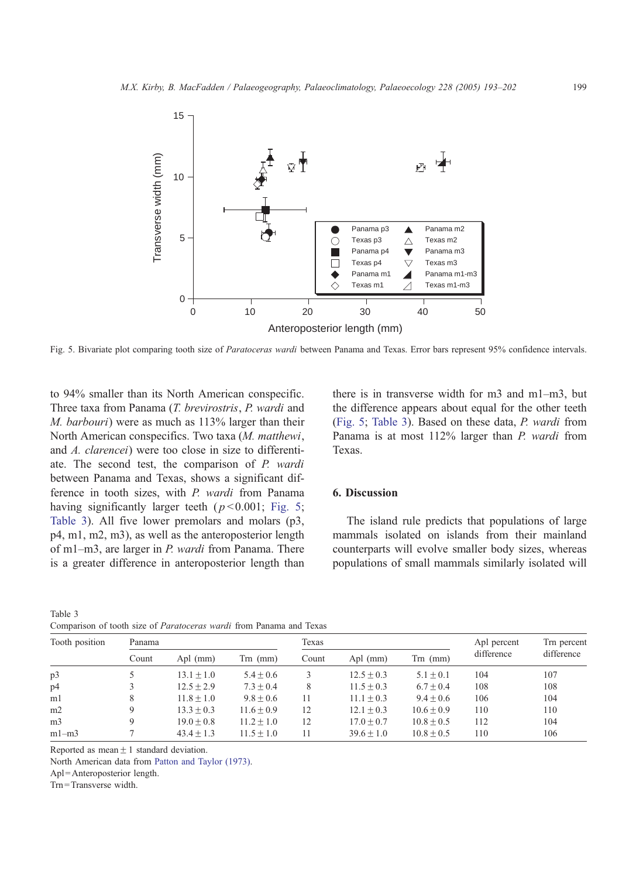15
10
5
0
Transverse width (mm)
0
10
20
30
40
50
Anteroposterior length (mm)

Panama p3
Texas p3
Panama p4
Texas p4
Panama m1
Texas m1
Panama m2
Texas m2
Panama m3
Texas m3
Panama m1-m3
Texas m1-m3

Fig. 5. Bivariate plot comparing tooth size of *Paratoceras wardi* between Panama and Texas. Error bars represent 95% confidence intervals.

to 94% smaller than its North American conspecific. Three taxa from Panama (*T. brevirostris*, *P. wardi* and *M. barbouri*) were as much as 113% larger than their North American conspecifics. Two taxa (*M. matthewi*, and *A. clarencei*) were too close in size to differentiate. The second test, the comparison of *P. wardi* between Panama and Texas, shows a significant difference in tooth sizes, with *P. wardi* from Panama having significantly larger teeth ($p < 0.001$; Fig. 5; Table 3). All five lower premolars and molars (p3, p4, m1, m2, m3), as well as the anteroposterior length of m1–m3, are larger in *P. wardi* from Panama. There is a greater difference in anteroposterior length than there is in transverse width for m3 and m1–m3, but the difference appears about equal for the other teeth (Fig. 5; Table 3). Based on these data, *P. wardi* from Panama is at most 112% larger than *P. wardi* from Texas.

## 6. Discussion

The island rule predicts that populations of large mammals isolated on islands from their mainland counterparts will evolve smaller body sizes, whereas populations of small mammals similarly isolated will

Table 3
Comparison of tooth size of *Paratoceras wardi* from Panama and Texas

| Tooth position | Panama | | | Texas | | | Apl percent difference | Trn percent difference |
|---|---|---|---|---|---|---|---|---|
| | Count | Apl (mm) | Trn (mm) | Count | Apl (mm) | Trn (mm) | | |
| p3 | 5 | 13.1 ± 1.0 | 5.4 ± 0.6 | 3 | 12.5 ± 0.3 | 5.1 ± 0.1 | 104 | 107 |
| p4 | 3 | 12.5 ± 2.9 | 7.3 ± 0.4 | 8 | 11.5 ± 0.3 | 6.7 ± 0.4 | 108 | 108 |
| m1 | 8 | 11.8 ± 1.0 | 9.8 ± 0.6 | 11 | 11.1 ± 0.3 | 9.4 ± 0.6 | 106 | 104 |
| m2 | 9 | 13.3 ± 0.3 | 11.6 ± 0.9 | 12 | 12.1 ± 0.3 | 10.6 ± 0.9 | 110 | 110 |
| m3 | 9 | 19.0 ± 0.8 | 11.2 ± 1.0 | 12 | 17.0 ± 0.7 | 10.8 ± 0.5 | 112 | 104 |
| m1–m3 | 7 | 43.4 ± 1.3 | 11.5 ± 1.0 | 11 | 39.6 ± 1.0 | 10.8 ± 0.5 | 110 | 106 |

Reported as mean ± 1 standard deviation.
North American data from Patton and Taylor (1973).
Apl = Anteroposterior length.
Trn = Transverse width.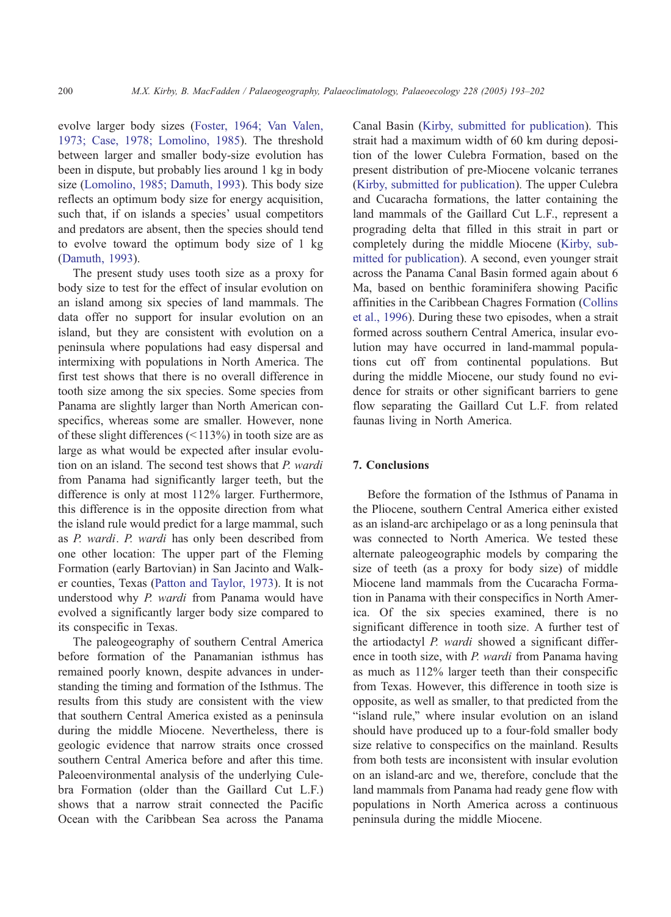evolve larger body sizes (Foster, 1964; Van Valen, 1973; Case, 1978; Lomolino, 1985). The threshold between larger and smaller body-size evolution has been in dispute, but probably lies around 1 kg in body size (Lomolino, 1985; Damuth, 1993). This body size reflects an optimum body size for energy acquisition, such that, if on islands a species' usual competitors and predators are absent, then the species should tend to evolve toward the optimum body size of 1 kg (Damuth, 1993).

The present study uses tooth size as a proxy for body size to test for the effect of insular evolution on an island among six species of land mammals. The data offer no support for insular evolution on an island, but they are consistent with evolution on a peninsula where populations had easy dispersal and intermixing with populations in North America. The first test shows that there is no overall difference in tooth size among the six species. Some species from Panama are slightly larger than North American conspecifics, whereas some are smaller. However, none of these slight differences (<113%) in tooth size are as large as what would be expected after insular evolution on an island. The second test shows that *P. wardi* from Panama had significantly larger teeth, but the difference is only at most 112% larger. Furthermore, this difference is in the opposite direction from what the island rule would predict for a large mammal, such as *P. wardi*. *P. wardi* has only been described from one other location: The upper part of the Fleming Formation (early Bartovian) in San Jacinto and Walker counties, Texas (Patton and Taylor, 1973). It is not understood why *P. wardi* from Panama would have evolved a significantly larger body size compared to its conspecific in Texas.

The paleogeography of southern Central America before formation of the Panamanian isthmus has remained poorly known, despite advances in understanding the timing and formation of the Isthmus. The results from this study are consistent with the view that southern Central America existed as a peninsula during the middle Miocene. Nevertheless, there is geologic evidence that narrow straits once crossed southern Central America before and after this time. Paleoenvironmental analysis of the underlying Culebra Formation (older than the Gaillard Cut L.F.) shows that a narrow strait connected the Pacific Ocean with the Caribbean Sea across the Panama Canal Basin (Kirby, submitted for publication). This strait had a maximum width of 60 km during deposition of the lower Culebra Formation, based on the present distribution of pre-Miocene volcanic terranes (Kirby, submitted for publication). The upper Culebra and Cucaracha formations, the latter containing the land mammals of the Gaillard Cut L.F., represent a prograding delta that filled in this strait in part or completely during the middle Miocene (Kirby, submitted for publication). A second, even younger strait across the Panama Canal Basin formed again about 6 Ma, based on benthic foraminifera showing Pacific affinities in the Caribbean Chagres Formation (Collins et al., 1996). During these two episodes, when a strait formed across southern Central America, insular evolution may have occurred in land-mammal populations cut off from continental populations. But during the middle Miocene, our study found no evidence for straits or other significant barriers to gene flow separating the Gaillard Cut L.F. from related faunas living in North America.

## 7. Conclusions

Before the formation of the Isthmus of Panama in the Pliocene, southern Central America either existed as an island-arc archipelago or as a long peninsula that was connected to North America. We tested these alternate paleogeographic models by comparing the size of teeth (as a proxy for body size) of middle Miocene land mammals from the Cucaracha Formation in Panama with their conspecifics in North America. Of the six species examined, there is no significant difference in tooth size. A further test of the artiodactyl *P. wardi* showed a significant difference in tooth size, with *P. wardi* from Panama having as much as 112% larger teeth than their conspecific from Texas. However, this difference in tooth size is opposite, as well as smaller, to that predicted from the "island rule," where insular evolution on an island should have produced up to a four-fold smaller body size relative to conspecifics on the mainland. Results from both tests are inconsistent with insular evolution on an island-arc and we, therefore, conclude that the land mammals from Panama had ready gene flow with populations in North America across a continuous peninsula during the middle Miocene.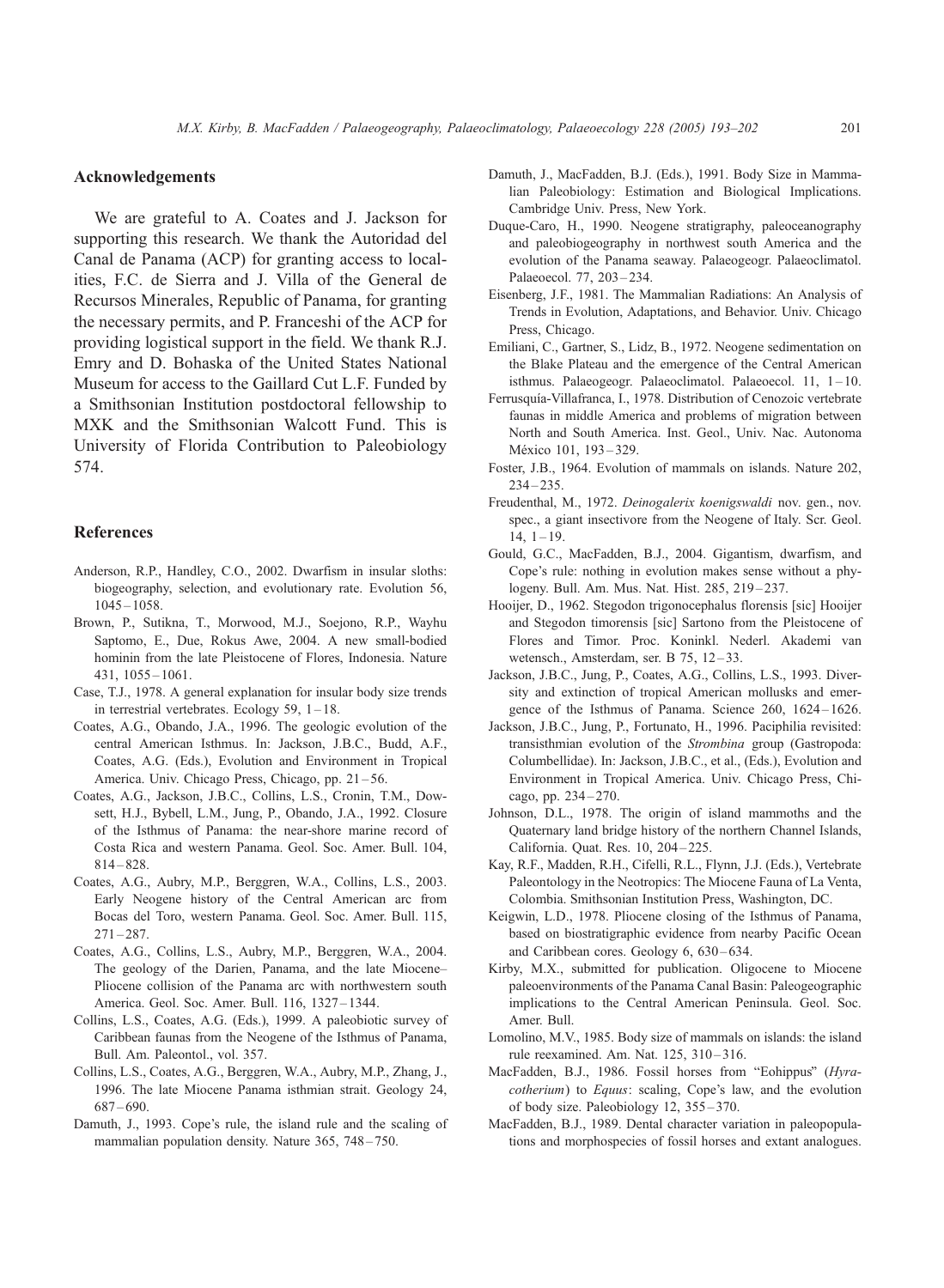## Acknowledgements

We are grateful to A. Coates and J. Jackson for supporting this research. We thank the Autoridad del Canal de Panama (ACP) for granting access to localities, F.C. de Sierra and J. Villa of the General de Recursos Minerales, Republic of Panama, for granting the necessary permits, and P. Franceshi of the ACP for providing logistical support in the field. We thank R.J. Emry and D. Bohaska of the United States National Museum for access to the Gaillard Cut L.F. Funded by a Smithsonian Institution postdoctoral fellowship to MXK and the Smithsonian Walcott Fund. This is University of Florida Contribution to Paleobiology 574.

## References

Anderson, R.P., Handley, C.O., 2002. Dwarfism in insular sloths: biogeography, selection, and evolutionary rate. Evolution 56, 1045 – 1058.

Brown, P., Sutikna, T., Morwood, M.J., Soejono, R.P., Wayhu Saptomo, E., Due, Rokus Awe, 2004. A new small-bodied hominin from the late Pleistocene of Flores, Indonesia. Nature 431, 1055 – 1061.

Case, T.J., 1978. A general explanation for insular body size trends in terrestrial vertebrates. Ecology 59, 1 – 18.

Coates, A.G., Obando, J.A., 1996. The geologic evolution of the central American Isthmus. In: Jackson, J.B.C., Budd, A.F., Coates, A.G. (Eds.), Evolution and Environment in Tropical America. Univ. Chicago Press, Chicago, pp. 21 – 56.

Coates, A.G., Jackson, J.B.C., Collins, L.S., Cronin, T.M., Dowsett, H.J., Bybell, L.M., Jung, P., Obando, J.A., 1992. Closure of the Isthmus of Panama: the near-shore marine record of Costa Rica and western Panama. Geol. Soc. Amer. Bull. 104, 814 – 828.

Coates, A.G., Aubry, M.P., Berggren, W.A., Collins, L.S., 2003. Early Neogene history of the Central American arc from Bocas del Toro, western Panama. Geol. Soc. Amer. Bull. 115, 271 – 287.

Coates, A.G., Collins, L.S., Aubry, M.P., Berggren, W.A., 2004. The geology of the Darien, Panama, and the late Miocene–Pliocene collision of the Panama arc with northwestern south America. Geol. Soc. Amer. Bull. 116, 1327 – 1344.

Collins, L.S., Coates, A.G. (Eds.), 1999. A paleobiotic survey of Caribbean faunas from the Neogene of the Isthmus of Panama, Bull. Am. Paleontol., vol. 357.

Collins, L.S., Coates, A.G., Berggren, W.A., Aubry, M.P., Zhang, J., 1996. The late Miocene Panama isthmian strait. Geology 24, 687 – 690.

Damuth, J., 1993. Cope's rule, the island rule and the scaling of mammalian population density. Nature 365, 748 – 750.

Damuth, J., MacFadden, B.J. (Eds.), 1991. Body Size in Mammalian Paleobiology: Estimation and Biological Implications. Cambridge Univ. Press, New York.

Duque-Caro, H., 1990. Neogene stratigraphy, paleoceanography and paleobiogeography in northwest south America and the evolution of the Panama seaway. Palaeogeogr. Palaeoclimatol. Palaeoecol. 77, 203 – 234.

Eisenberg, J.F., 1981. The Mammalian Radiations: An Analysis of Trends in Evolution, Adaptations, and Behavior. Univ. Chicago Press, Chicago.

Emiliani, C., Gartner, S., Lidz, B., 1972. Neogene sedimentation on the Blake Plateau and the emergence of the Central American isthmus. Palaeogeogr. Palaeoclimatol. Palaeoecol. 11, 1 – 10.

Ferrusquía-Villafranca, I., 1978. Distribution of Cenozoic vertebrate faunas in middle America and problems of migration between North and South America. Inst. Geol., Univ. Nac. Autonoma México 101, 193 – 329.

Foster, J.B., 1964. Evolution of mammals on islands. Nature 202, 234 – 235.

Freudenthal, M., 1972. *Deinogalerix koenigswaldi* nov. gen., nov. spec., a giant insectivore from the Neogene of Italy. Scr. Geol. 14, 1 – 19.

Gould, G.C., MacFadden, B.J., 2004. Gigantism, dwarfism, and Cope's rule: nothing in evolution makes sense without a phylogeny. Bull. Am. Mus. Nat. Hist. 285, 219 – 237.

Hooijer, D., 1962. Stegodon trigonocephalus florensis [sic] Hooijer and Stegodon timorensis [sic] Sartono from the Pleistocene of Flores and Timor. Proc. Koninkl. Nederl. Akademi van wetensch., Amsterdam, ser. B 75, 12 – 33.

Jackson, J.B.C., Jung, P., Coates, A.G., Collins, L.S., 1993. Diversity and extinction of tropical American mollusks and emergence of the Isthmus of Panama. Science 260, 1624 – 1626.

Jackson, J.B.C., Jung, P., Fortunato, H., 1996. Paciphilia revisited: transisthmian evolution of the *Strombina* group (Gastropoda: Columbellidae). In: Jackson, J.B.C., et al., (Eds.), Evolution and Environment in Tropical America. Univ. Chicago Press, Chicago, pp. 234 – 270.

Johnson, D.L., 1978. The origin of island mammoths and the Quaternary land bridge history of the northern Channel Islands, California. Quat. Res. 10, 204 – 225.

Kay, R.F., Madden, R.H., Cifelli, R.L., Flynn, J.J. (Eds.), Vertebrate Paleontology in the Neotropics: The Miocene Fauna of La Venta, Colombia. Smithsonian Institution Press, Washington, DC.

Keigwin, L.D., 1978. Pliocene closing of the Isthmus of Panama, based on biostratigraphic evidence from nearby Pacific Ocean and Caribbean cores. Geology 6, 630 – 634.

Kirby, M.X., submitted for publication. Oligocene to Miocene paleoenvironments of the Panama Canal Basin: Paleogeographic implications to the Central American Peninsula. Geol. Soc. Amer. Bull.

Lomolino, M.V., 1985. Body size of mammals on islands: the island rule reexamined. Am. Nat. 125, 310 – 316.

MacFadden, B.J., 1986. Fossil horses from "Eohippus" (*Hyracotherium*) to *Equus*: scaling, Cope's law, and the evolution of body size. Paleobiology 12, 355 – 370.

MacFadden, B.J., 1989. Dental character variation in paleopopulations and morphospecies of fossil horses and extant analogues.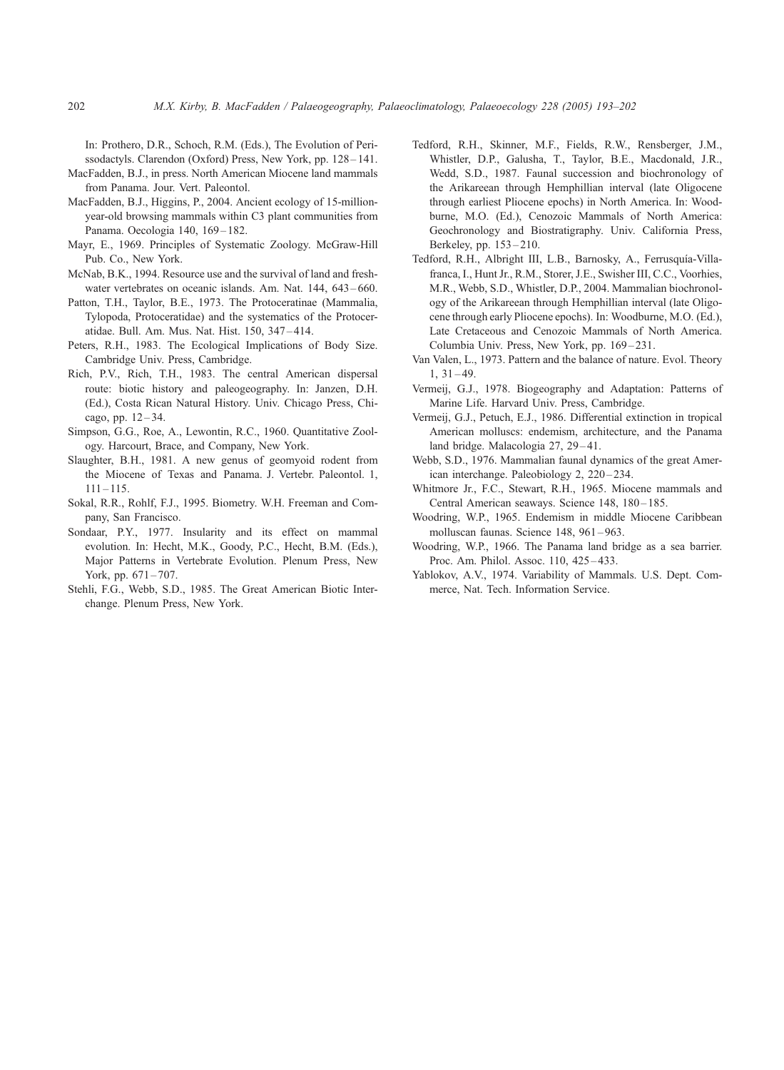In: Prothero, D.R., Schoch, R.M. (Eds.), The Evolution of Perissodactyls. Clarendon (Oxford) Press, New York, pp. 128 – 141.

MacFadden, B.J., in press. North American Miocene land mammals from Panama. Jour. Vert. Paleontol.

MacFadden, B.J., Higgins, P., 2004. Ancient ecology of 15-million-year-old browsing mammals within C3 plant communities from Panama. Oecologia 140, 169 – 182.

Mayr, E., 1969. Principles of Systematic Zoology. McGraw-Hill Pub. Co., New York.

McNab, B.K., 1994. Resource use and the survival of land and freshwater vertebrates on oceanic islands. Am. Nat. 144, 643 – 660.

Patton, T.H., Taylor, B.E., 1973. The Protoceratinae (Mammalia, Tylopoda, Protoceratidae) and the systematics of the Protoceratidae. Bull. Am. Mus. Nat. Hist. 150, 347 – 414.

Peters, R.H., 1983. The Ecological Implications of Body Size. Cambridge Univ. Press, Cambridge.

Rich, P.V., Rich, T.H., 1983. The central American dispersal route: biotic history and paleogeography. In: Janzen, D.H. (Ed.), Costa Rican Natural History. Univ. Chicago Press, Chicago, pp. 12 – 34.

Simpson, G.G., Roe, A., Lewontin, R.C., 1960. Quantitative Zoology. Harcourt, Brace, and Company, New York.

Slaughter, B.H., 1981. A new genus of geomyoid rodent from the Miocene of Texas and Panama. J. Vertebr. Paleontol. 1, 111 – 115.

Sokal, R.R., Rohlf, F.J., 1995. Biometry. W.H. Freeman and Company, San Francisco.

Sondaar, P.Y., 1977. Insularity and its effect on mammal evolution. In: Hecht, M.K., Goody, P.C., Hecht, B.M. (Eds.), Major Patterns in Vertebrate Evolution. Plenum Press, New York, pp. 671 – 707.

Stehli, F.G., Webb, S.D., 1985. The Great American Biotic Interchange. Plenum Press, New York.

Tedford, R.H., Skinner, M.F., Fields, R.W., Rensberger, J.M., Whistler, D.P., Galusha, T., Taylor, B.E., Macdonald, J.R., Wedd, S.D., 1987. Faunal succession and biochronology of the Arikareean through Hemphillian interval (late Oligocene through earliest Pliocene epochs) in North America. In: Woodburne, M.O. (Ed.), Cenozoic Mammals of North America: Geochronology and Biostratigraphy. Univ. California Press, Berkeley, pp. 153 – 210.

Tedford, R.H., Albright III, L.B., Barnosky, A., Ferrusquía-Villafranca, I., Hunt Jr., R.M., Storer, J.E., Swisher III, C.C., Voorhies, M.R., Webb, S.D., Whistler, D.P., 2004. Mammalian biochronology of the Arikareean through Hemphillian interval (late Oligocene through early Pliocene epochs). In: Woodburne, M.O. (Ed.), Late Cretaceous and Cenozoic Mammals of North America. Columbia Univ. Press, New York, pp. 169 – 231.

Van Valen, L., 1973. Pattern and the balance of nature. Evol. Theory 1, 31 – 49.

Vermeij, G.J., 1978. Biogeography and Adaptation: Patterns of Marine Life. Harvard Univ. Press, Cambridge.

Vermeij, G.J., Petuch, E.J., 1986. Differential extinction in tropical American molluscs: endemism, architecture, and the Panama land bridge. Malacologia 27, 29 – 41.

Webb, S.D., 1976. Mammalian faunal dynamics of the great American interchange. Paleobiology 2, 220 – 234.

Whitmore Jr., F.C., Stewart, R.H., 1965. Miocene mammals and Central American seaways. Science 148, 180 – 185.

Woodring, W.P., 1965. Endemism in middle Miocene Caribbean molluscan faunas. Science 148, 961 – 963.

Woodring, W.P., 1966. The Panama land bridge as a sea barrier. Proc. Am. Philol. Assoc. 110, 425 – 433.

Yablokov, A.V., 1974. Variability of Mammals. U.S. Dept. Commerce, Nat. Tech. Information Service.